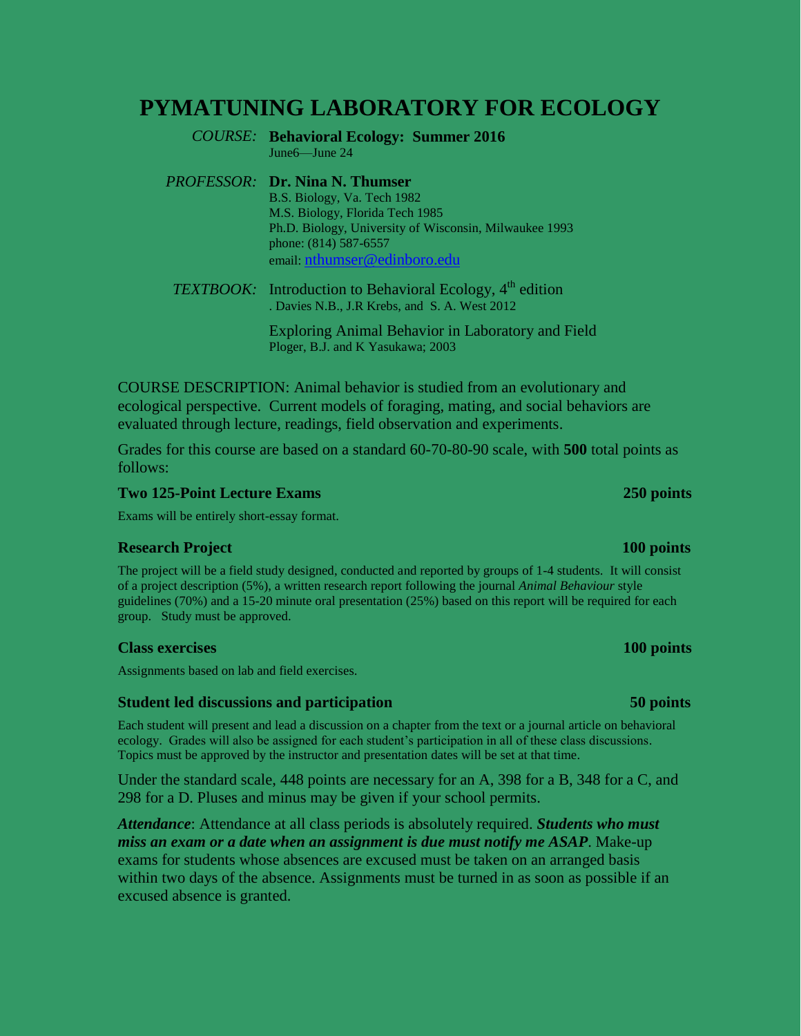# PYMATUNING LABORATORY FOR ECOLOGY

*COURSE:* **Behavioral Ecology: Summer 2016**
June6—June 24

*PROFESSOR:* **Dr. Nina N. Thumser**
B.S. Biology, Va. Tech 1982
M.S. Biology, Florida Tech 1985
Ph.D. Biology, University of Wisconsin, Milwaukee 1993
phone: (814) 587-6557
email: nthumser@edinboro.edu

*TEXTBOOK:* Introduction to Behavioral Ecology, 4th edition
. Davies N.B., J.R Krebs, and S. A. West 2012

Exploring Animal Behavior in Laboratory and Field
Ploger, B.J. and K Yasukawa; 2003

COURSE DESCRIPTION: Animal behavior is studied from an evolutionary and ecological perspective. Current models of foraging, mating, and social behaviors are evaluated through lecture, readings, field observation and experiments.

Grades for this course are based on a standard 60-70-80-90 scale, with **500** total points as follows:

**Two 125-Point Lecture Exams** **250 points**

Exams will be entirely short-essay format.

**Research Project** **100 points**

The project will be a field study designed, conducted and reported by groups of 1-4 students. It will consist of a project description (5%), a written research report following the journal *Animal Behaviour* style guidelines (70%) and a 15-20 minute oral presentation (25%) based on this report will be required for each group. Study must be approved.

**Class exercises** **100 points**

Assignments based on lab and field exercises.

**Student led discussions and participation** **50 points**

Each student will present and lead a discussion on a chapter from the text or a journal article on behavioral ecology. Grades will also be assigned for each student's participation in all of these class discussions. Topics must be approved by the instructor and presentation dates will be set at that time.

Under the standard scale, 448 points are necessary for an A, 398 for a B, 348 for a C, and 298 for a D. Pluses and minus may be given if your school permits.

***Attendance***: Attendance at all class periods is absolutely required. ***Students who must miss an exam or a date when an assignment is due must notify me ASAP***. Make-up exams for students whose absences are excused must be taken on an arranged basis within two days of the absence. Assignments must be turned in as soon as possible if an excused absence is granted.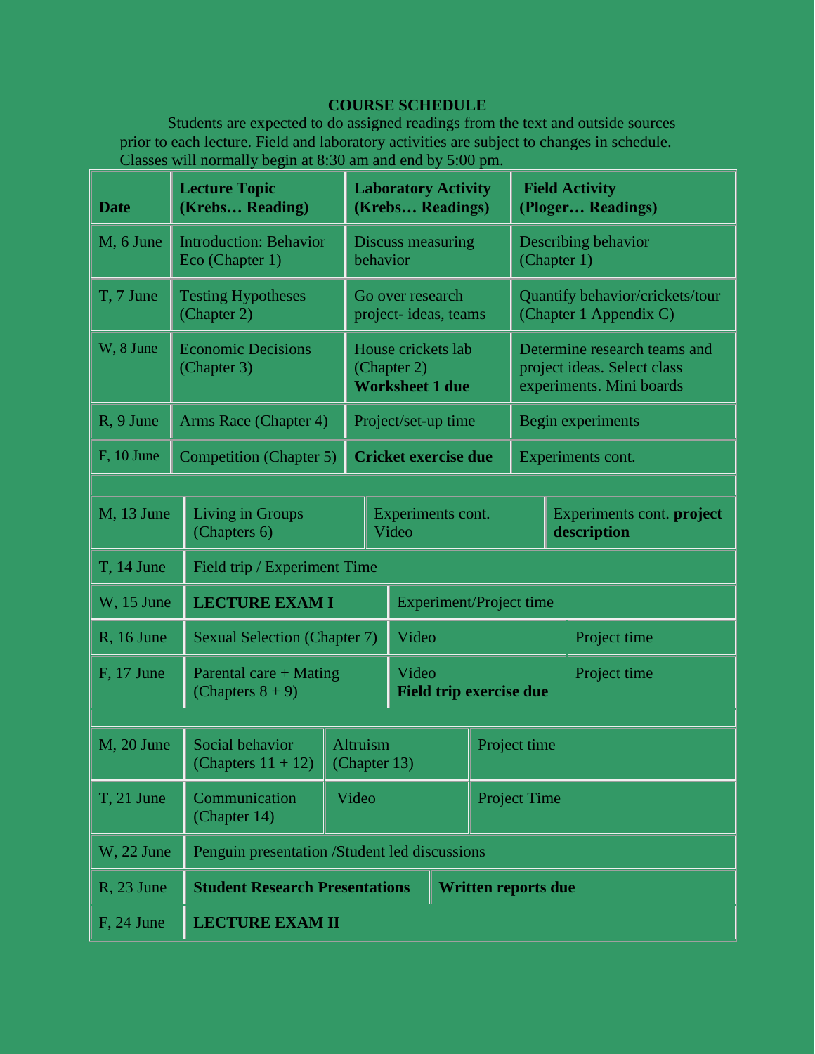**COURSE SCHEDULE**

Students are expected to do assigned readings from the text and outside sources prior to each lecture. Field and laboratory activities are subject to changes in schedule. Classes will normally begin at 8:30 am and end by 5:00 pm.

| Date | Lecture Topic (Krebs… Reading) | Laboratory Activity (Krebs… Readings) | Field Activity (Ploger… Readings) |
|---|---|---|---|
| M, 6 June | Introduction: Behavior Eco (Chapter 1) | Discuss measuring behavior | Describing behavior (Chapter 1) |
| T, 7 June | Testing Hypotheses (Chapter 2) | Go over research project- ideas, teams | Quantify behavior/crickets/tour (Chapter 1 Appendix C) |
| W, 8 June | Economic Decisions (Chapter 3) | House crickets lab (Chapter 2) **Worksheet 1 due** | Determine research teams and project ideas. Select class experiments. Mini boards |
| R, 9 June | Arms Race (Chapter 4) | Project/set-up time | Begin experiments |
| F, 10 June | Competition (Chapter 5) | **Cricket exercise due** | Experiments cont. |
| | | | |
| M, 13 June | Living in Groups (Chapters 6) | Experiments cont. Video | Experiments cont. **project description** |
| T, 14 June | Field trip / Experiment Time | | |
| W, 15 June | **LECTURE EXAM I** | Experiment/Project time | |
| R, 16 June | Sexual Selection (Chapter 7) | Video | Project time |
| F, 17 June | Parental care + Mating (Chapters 8 + 9) | Video **Field trip exercise due** | Project time |
| | | | |
| M, 20 June | Social behavior (Chapters 11 + 12) | Altruism (Chapter 13) | Project time |
| T, 21 June | Communication (Chapter 14) | Video | Project Time |
| W, 22 June | Penguin presentation /Student led discussions | | |
| R, 23 June | **Student Research Presentations** | **Written reports due** | |
| F, 24 June | **LECTURE EXAM II** | | |